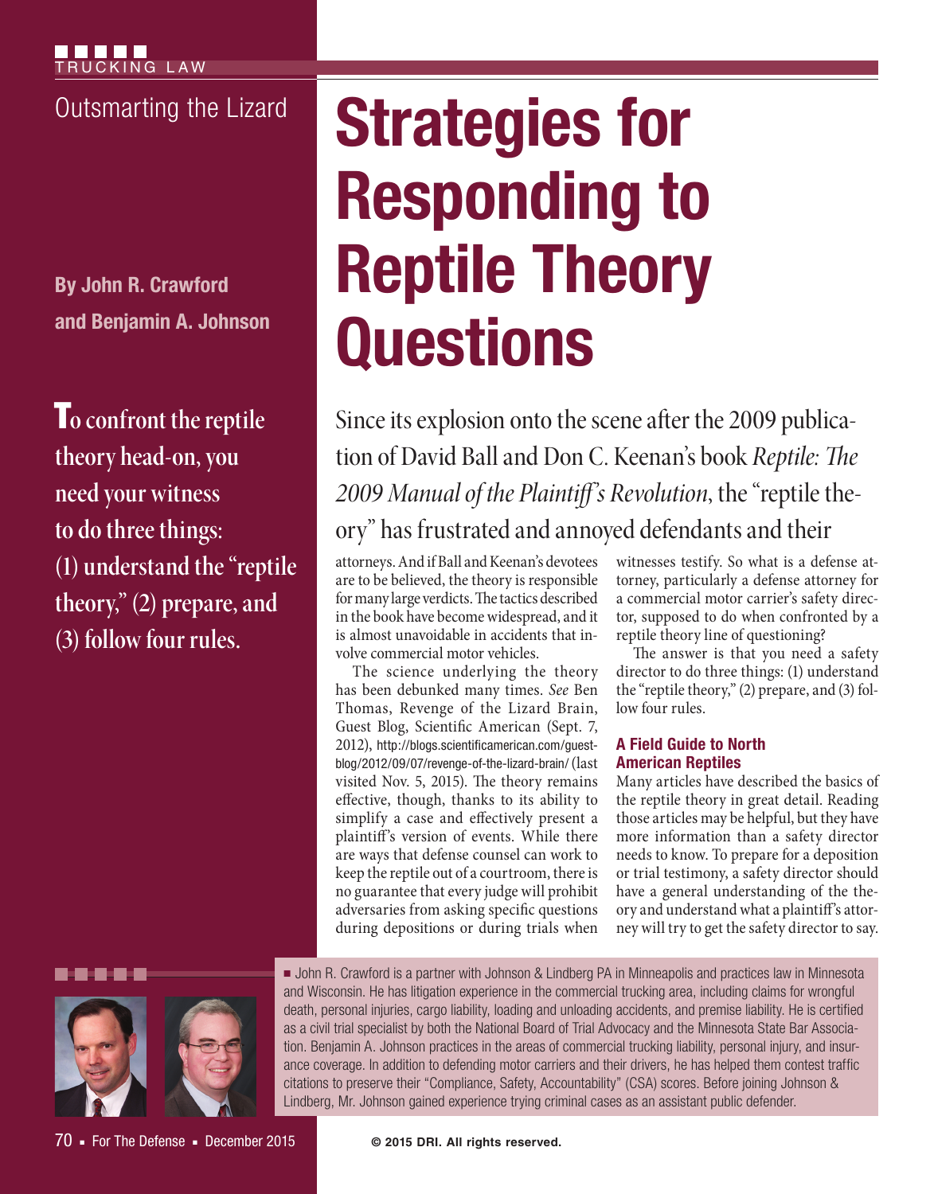TRUCKING LAW

Outsmarting the Lizard

# Strategies for Responding to Reptile Theory Questions

**By John R. Crawford and Benjamin A. Johnson**

**To confront the reptile theory head-on, you need your witness to do three things: (1) understand the "reptile theory," (2) prepare, and (3) follow four rules.**

Since its explosion onto the scene after the 2009 publication of David Ball and Don C. Keenan's book *Reptile: The 2009 Manual of the Plaintiff's Revolution*, the "reptile theory" has frustrated and annoyed defendants and their attorneys. And if Ball and Keenan's devotees are to be believed, the theory is responsible for many large verdicts. The tactics described in the book have become widespread, and it is almost unavoidable in accidents that involve commercial motor vehicles.

The science underlying the theory has been debunked many times. *See* Ben Thomas, Revenge of the Lizard Brain, Guest Blog, Scientific American (Sept. 7, 2012), http://blogs.scientificamerican.com/guest-blog/2012/09/07/revenge-of-the-lizard-brain/ (last visited Nov. 5, 2015). The theory remains effective, though, thanks to its ability to simplify a case and effectively present a plaintiff's version of events. While there are ways that defense counsel can work to keep the reptile out of a courtroom, there is no guarantee that every judge will prohibit adversaries from asking specific questions during depositions or during trials when witnesses testify. So what is a defense attorney, particularly a defense attorney for a commercial motor carrier's safety director, supposed to do when confronted by a reptile theory line of questioning?

The answer is that you need a safety director to do three things: (1) understand the "reptile theory," (2) prepare, and (3) follow four rules.

## A Field Guide to North American Reptiles

Many articles have described the basics of the reptile theory in great detail. Reading those articles may be helpful, but they have more information than a safety director needs to know. To prepare for a deposition or trial testimony, a safety director should have a general understanding of the theory and understand what a plaintiff's attorney will try to get the safety director to say.

■ John R. Crawford is a partner with Johnson & Lindberg PA in Minneapolis and practices law in Minnesota and Wisconsin. He has litigation experience in the commercial trucking area, including claims for wrongful death, personal injuries, cargo liability, loading and unloading accidents, and premise liability. He is certified as a civil trial specialist by both the National Board of Trial Advocacy and the Minnesota State Bar Association. Benjamin A. Johnson practices in the areas of commercial trucking liability, personal injury, and insurance coverage. In addition to defending motor carriers and their drivers, he has helped them contest traffic citations to preserve their "Compliance, Safety, Accountability" (CSA) scores. Before joining Johnson & Lindberg, Mr. Johnson gained experience trying criminal cases as an assistant public defender.

© 2015 DRI. All rights reserved.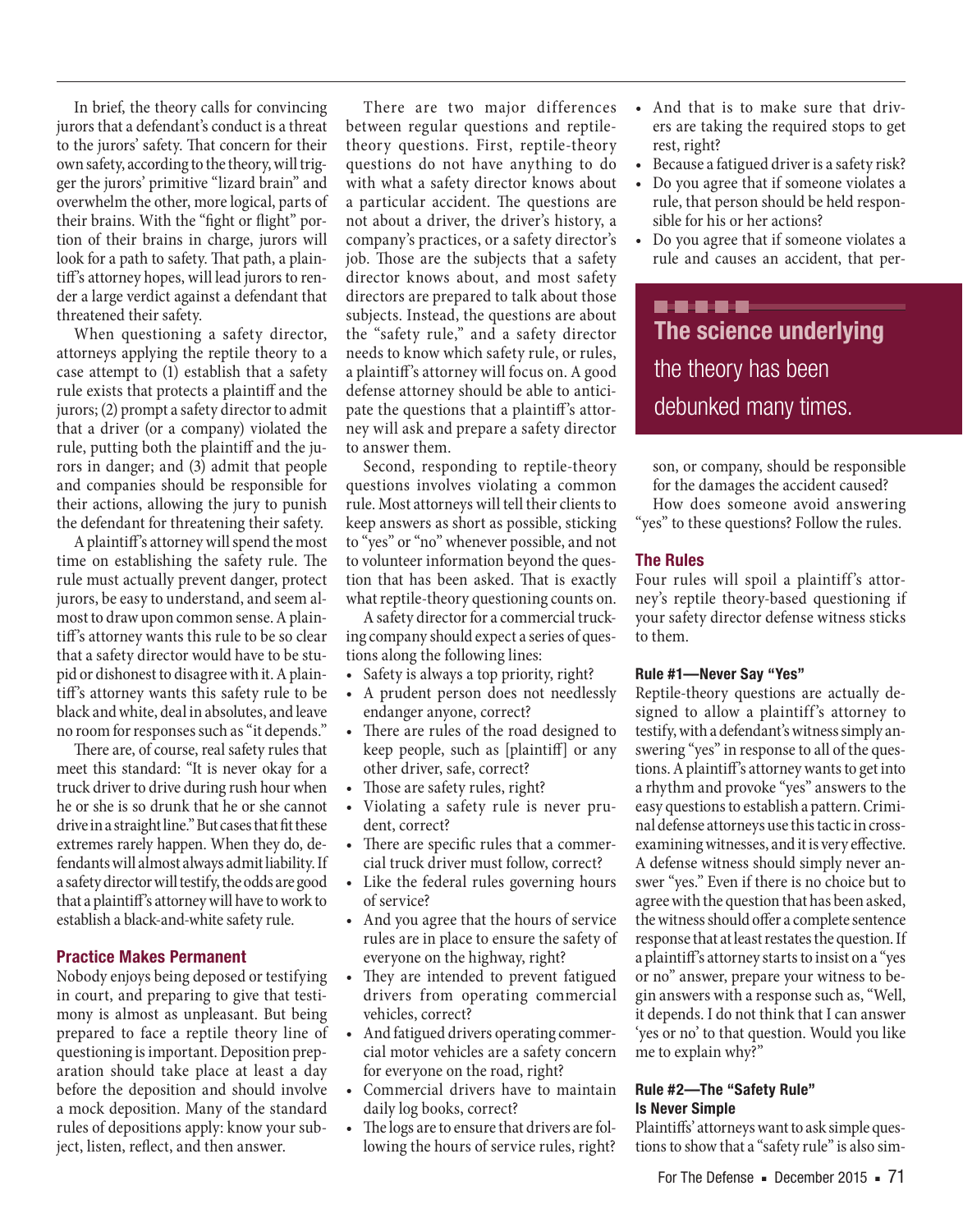In brief, the theory calls for convincing jurors that a defendant's conduct is a threat to the jurors' safety. That concern for their own safety, according to the theory, will trigger the jurors' primitive "lizard brain" and overwhelm the other, more logical, parts of their brains. With the "fight or flight" portion of their brains in charge, jurors will look for a path to safety. That path, a plaintiff's attorney hopes, will lead jurors to render a large verdict against a defendant that threatened their safety.

When questioning a safety director, attorneys applying the reptile theory to a case attempt to (1) establish that a safety rule exists that protects a plaintiff and the jurors; (2) prompt a safety director to admit that a driver (or a company) violated the rule, putting both the plaintiff and the jurors in danger; and (3) admit that people and companies should be responsible for their actions, allowing the jury to punish the defendant for threatening their safety.

A plaintiff's attorney will spend the most time on establishing the safety rule. The rule must actually prevent danger, protect jurors, be easy to understand, and seem almost to draw upon common sense. A plaintiff's attorney wants this rule to be so clear that a safety director would have to be stupid or dishonest to disagree with it. A plaintiff's attorney wants this safety rule to be black and white, deal in absolutes, and leave no room for responses such as "it depends."

There are, of course, real safety rules that meet this standard: "It is never okay for a truck driver to drive during rush hour when he or she is so drunk that he or she cannot drive in a straight line." But cases that fit these extremes rarely happen. When they do, defendants will almost always admit liability. If a safety director will testify, the odds are good that a plaintiff's attorney will have to work to establish a black-and-white safety rule.

## Practice Makes Permanent

Nobody enjoys being deposed or testifying in court, and preparing to give that testimony is almost as unpleasant. But being prepared to face a reptile theory line of questioning is important. Deposition preparation should take place at least a day before the deposition and should involve a mock deposition. Many of the standard rules of depositions apply: know your subject, listen, reflect, and then answer.

There are two major differences between regular questions and reptile-theory questions. First, reptile-theory questions do not have anything to do with what a safety director knows about a particular accident. The questions are not about a driver, the driver's history, a company's practices, or a safety director's job. Those are the subjects that a safety director knows about, and most safety directors are prepared to talk about those subjects. Instead, the questions are about the "safety rule," and a safety director needs to know which safety rule, or rules, a plaintiff's attorney will focus on. A good defense attorney should be able to anticipate the questions that a plaintiff's attorney will ask and prepare a safety director to answer them.

Second, responding to reptile-theory questions involves violating a common rule. Most attorneys will tell their clients to keep answers as short as possible, sticking to "yes" or "no" whenever possible, and not to volunteer information beyond the question that has been asked. That is exactly what reptile-theory questioning counts on.

A safety director for a commercial trucking company should expect a series of questions along the following lines:

- Safety is always a top priority, right?
- A prudent person does not needlessly endanger anyone, correct?
- There are rules of the road designed to keep people, such as [plaintiff] or any other driver, safe, correct?
- Those are safety rules, right?
- Violating a safety rule is never prudent, correct?
- There are specific rules that a commercial truck driver must follow, correct?
- Like the federal rules governing hours of service?
- And you agree that the hours of service rules are in place to ensure the safety of everyone on the highway, right?
- They are intended to prevent fatigued drivers from operating commercial vehicles, correct?
- And fatigued drivers operating commercial motor vehicles are a safety concern for everyone on the road, right?
- Commercial drivers have to maintain daily log books, correct?
- The logs are to ensure that drivers are following the hours of service rules, right?
- And that is to make sure that drivers are taking the required stops to get rest, right?
- Because a fatigued driver is a safety risk?
- Do you agree that if someone violates a rule, that person should be held responsible for his or her actions?
- Do you agree that if someone violates a rule and causes an accident, that person, or company, should be responsible for the damages the accident caused?

> The science underlying the theory has been debunked many times.

How does someone avoid answering "yes" to these questions? Follow the rules.

## The Rules

Four rules will spoil a plaintiff's attorney's reptile theory-based questioning if your safety director defense witness sticks to them.

### Rule #1—Never Say "Yes"

Reptile-theory questions are actually designed to allow a plaintiff's attorney to testify, with a defendant's witness simply answering "yes" in response to all of the questions. A plaintiff's attorney wants to get into a rhythm and provoke "yes" answers to the easy questions to establish a pattern. Criminal defense attorneys use this tactic in cross-examining witnesses, and it is very effective. A defense witness should simply never answer "yes." Even if there is no choice but to agree with the question that has been asked, the witness should offer a complete sentence response that at least restates the question. If a plaintiff's attorney starts to insist on a "yes or no" answer, prepare your witness to begin answers with a response such as, "Well, it depends. I do not think that I can answer 'yes or no' to that question. Would you like me to explain why?"

### Rule #2—The "Safety Rule" Is Never Simple

Plaintiffs' attorneys want to ask simple questions to show that a "safety rule" is also sim-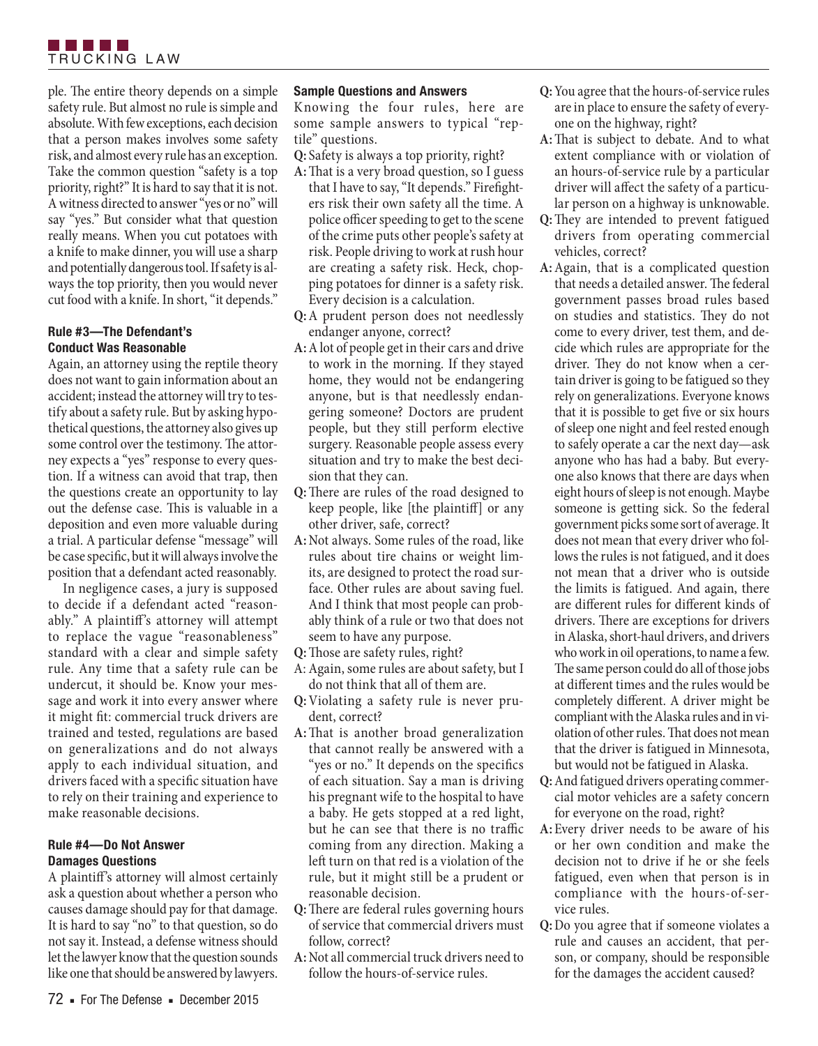ple. The entire theory depends on a simple safety rule. But almost no rule is simple and absolute. With few exceptions, each decision that a person makes involves some safety risk, and almost every rule has an exception. Take the common question "safety is a top priority, right?" It is hard to say that it is not. A witness directed to answer "yes or no" will say "yes." But consider what that question really means. When you cut potatoes with a knife to make dinner, you will use a sharp and potentially dangerous tool. If safety is always the top priority, then you would never cut food with a knife. In short, "it depends."

### Rule #3—The Defendant's Conduct Was Reasonable

Again, an attorney using the reptile theory does not want to gain information about an accident; instead the attorney will try to testify about a safety rule. But by asking hypothetical questions, the attorney also gives up some control over the testimony. The attorney expects a "yes" response to every question. If a witness can avoid that trap, then the questions create an opportunity to lay out the defense case. This is valuable in a deposition and even more valuable during a trial. A particular defense "message" will be case specific, but it will always involve the position that a defendant acted reasonably.

In negligence cases, a jury is supposed to decide if a defendant acted "reasonably." A plaintiff's attorney will attempt to replace the vague "reasonableness" standard with a clear and simple safety rule. Any time that a safety rule can be undercut, it should be. Know your message and work it into every answer where it might fit: commercial truck drivers are trained and tested, regulations are based on generalizations and do not always apply to each individual situation, and drivers faced with a specific situation have to rely on their training and experience to make reasonable decisions.

### Rule #4—Do Not Answer Damages Questions

A plaintiff's attorney will almost certainly ask a question about whether a person who causes damage should pay for that damage. It is hard to say "no" to that question, so do not say it. Instead, a defense witness should let the lawyer know that the question sounds like one that should be answered by lawyers.

### Sample Questions and Answers

Knowing the four rules, here are some sample answers to typical "reptile" questions.

**Q:** Safety is always a top priority, right?

**A:** That is a very broad question, so I guess that I have to say, "It depends." Firefighters risk their own safety all the time. A police officer speeding to get to the scene of the crime puts other people's safety at risk. People driving to work at rush hour are creating a safety risk. Heck, chopping potatoes for dinner is a safety risk. Every decision is a calculation.

**Q:** A prudent person does not needlessly endanger anyone, correct?

**A:** A lot of people get in their cars and drive to work in the morning. If they stayed home, they would not be endangering anyone, but is that needlessly endangering someone? Doctors are prudent people, but they still perform elective surgery. Reasonable people assess every situation and try to make the best decision that they can.

**Q:** There are rules of the road designed to keep people, like [the plaintiff] or any other driver, safe, correct?

**A:** Not always. Some rules of the road, like rules about tire chains or weight limits, are designed to protect the road surface. Other rules are about saving fuel. And I think that most people can probably think of a rule or two that does not seem to have any purpose.

**Q:** Those are safety rules, right?

**A:** Again, some rules are about safety, but I do not think that all of them are.

**Q:** Violating a safety rule is never prudent, correct?

**A:** That is another broad generalization that cannot really be answered with a "yes or no." It depends on the specifics of each situation. Say a man is driving his pregnant wife to the hospital to have a baby. He gets stopped at a red light, but he can see that there is no traffic coming from any direction. Making a left turn on that red is a violation of the rule, but it might still be a prudent or reasonable decision.

**Q:** There are federal rules governing hours of service that commercial drivers must follow, correct?

**A:** Not all commercial truck drivers need to follow the hours-of-service rules.

**Q:** You agree that the hours-of-service rules are in place to ensure the safety of everyone on the highway, right?

**A:** That is subject to debate. And to what extent compliance with or violation of an hours-of-service rule by a particular driver will affect the safety of a particular person on a highway is unknowable.

**Q:** They are intended to prevent fatigued drivers from operating commercial vehicles, correct?

**A:** Again, that is a complicated question that needs a detailed answer. The federal government passes broad rules based on studies and statistics. They do not come to every driver, test them, and decide which rules are appropriate for the driver. They do not know when a certain driver is going to be fatigued so they rely on generalizations. Everyone knows that it is possible to get five or six hours of sleep one night and feel rested enough to safely operate a car the next day—ask anyone who has had a baby. But everyone also knows that there are days when eight hours of sleep is not enough. Maybe someone is getting sick. So the federal government picks some sort of average. It does not mean that every driver who follows the rules is not fatigued, and it does not mean that a driver who is outside the limits is fatigued. And again, there are different rules for different kinds of drivers. There are exceptions for drivers in Alaska, short-haul drivers, and drivers who work in oil operations, to name a few. The same person could do all of those jobs at different times and the rules would be completely different. A driver might be compliant with the Alaska rules and in violation of other rules. That does not mean that the driver is fatigued in Minnesota, but would not be fatigued in Alaska.

**Q:** And fatigued drivers operating commercial motor vehicles are a safety concern for everyone on the road, right?

**A:** Every driver needs to be aware of his or her own condition and make the decision not to drive if he or she feels fatigued, even when that person is in compliance with the hours-of-service rules.

**Q:** Do you agree that if someone violates a rule and causes an accident, that person, or company, should be responsible for the damages the accident caused?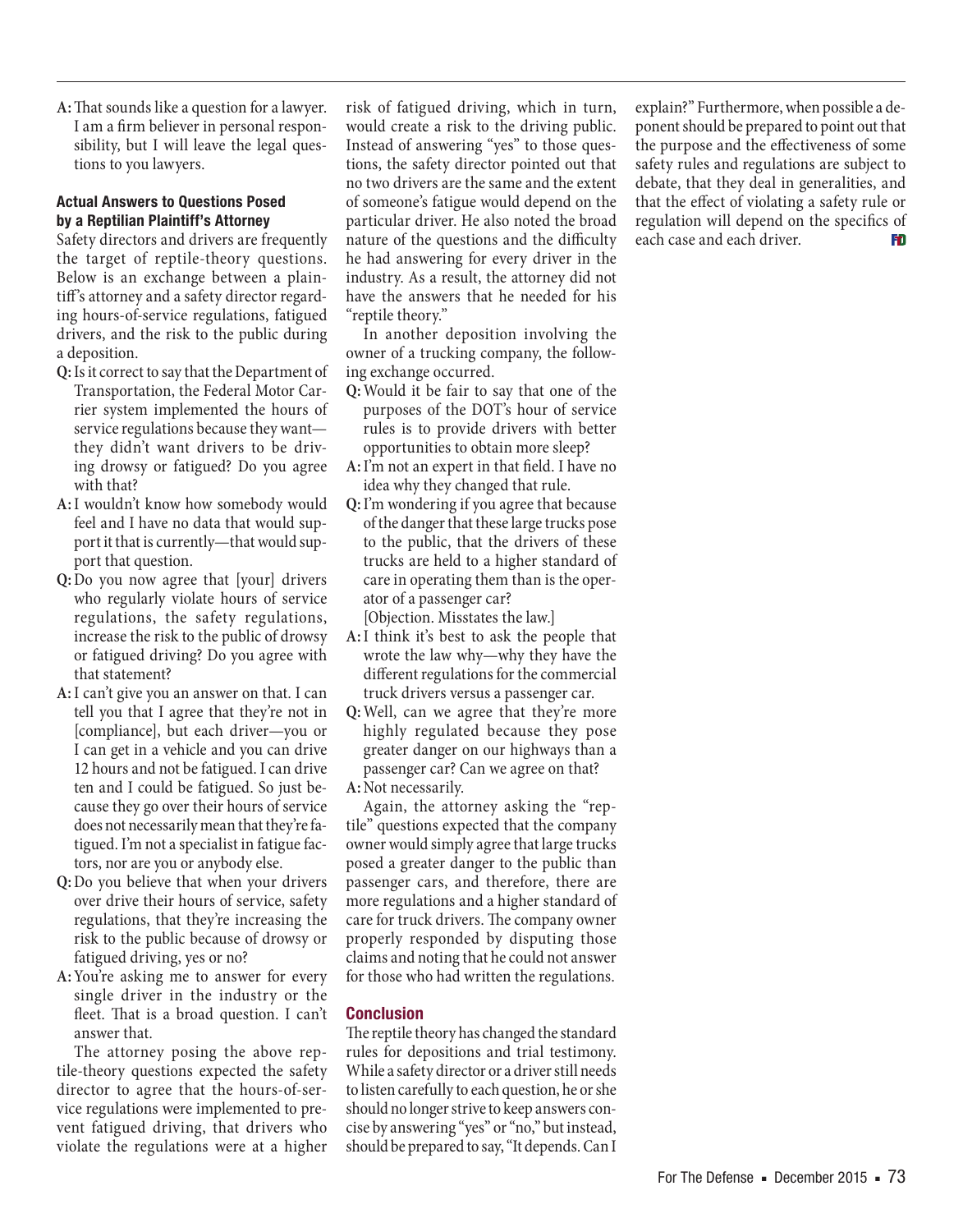**A:** That sounds like a question for a lawyer. I am a firm believer in personal responsibility, but I will leave the legal questions to you lawyers.

### Actual Answers to Questions Posed by a Reptilian Plaintiff's Attorney

Safety directors and drivers are frequently the target of reptile-theory questions. Below is an exchange between a plaintiff's attorney and a safety director regarding hours-of-service regulations, fatigued drivers, and the risk to the public during a deposition.

**Q:** Is it correct to say that the Department of Transportation, the Federal Motor Carrier system implemented the hours of service regulations because they want—they didn't want drivers to be driving drowsy or fatigued? Do you agree with that?

**A:** I wouldn't know how somebody would feel and I have no data that would support it that is currently—that would support that question.

**Q:** Do you now agree that [your] drivers who regularly violate hours of service regulations, the safety regulations, increase the risk to the public of drowsy or fatigued driving? Do you agree with that statement?

**A:** I can't give you an answer on that. I can tell you that I agree that they're not in [compliance], but each driver—you or I can get in a vehicle and you can drive 12 hours and not be fatigued. I can drive ten and I could be fatigued. So just because they go over their hours of service does not necessarily mean that they're fatigued. I'm not a specialist in fatigue factors, nor are you or anybody else.

**Q:** Do you believe that when your drivers over drive their hours of service, safety regulations, that they're increasing the risk to the public because of drowsy or fatigued driving, yes or no?

**A:** You're asking me to answer for every single driver in the industry or the fleet. That is a broad question. I can't answer that.

The attorney posing the above reptile-theory questions expected the safety director to agree that the hours-of-service regulations were implemented to prevent fatigued driving, that drivers who violate the regulations were at a higher risk of fatigued driving, which in turn, would create a risk to the driving public. Instead of answering "yes" to those questions, the safety director pointed out that no two drivers are the same and the extent of someone's fatigue would depend on the particular driver. He also noted the broad nature of the questions and the difficulty he had answering for every driver in the industry. As a result, the attorney did not have the answers that he needed for his "reptile theory."

In another deposition involving the owner of a trucking company, the following exchange occurred.

**Q:** Would it be fair to say that one of the purposes of the DOT's hour of service rules is to provide drivers with better opportunities to obtain more sleep?

**A:** I'm not an expert in that field. I have no idea why they changed that rule.

**Q:** I'm wondering if you agree that because of the danger that these large trucks pose to the public, that the drivers of these trucks are held to a higher standard of care in operating them than is the operator of a passenger car?

[Objection. Misstates the law.]

**A:** I think it's best to ask the people that wrote the law why—why they have the different regulations for the commercial truck drivers versus a passenger car.

**Q:** Well, can we agree that they're more highly regulated because they pose greater danger on our highways than a passenger car? Can we agree on that?

**A:** Not necessarily.

Again, the attorney asking the "reptile" questions expected that the company owner would simply agree that large trucks posed a greater danger to the public than passenger cars, and therefore, there are more regulations and a higher standard of care for truck drivers. The company owner properly responded by disputing those claims and noting that he could not answer for those who had written the regulations.

### Conclusion

The reptile theory has changed the standard rules for depositions and trial testimony. While a safety director or a driver still needs to listen carefully to each question, he or she should no longer strive to keep answers concise by answering "yes" or "no," but instead, should be prepared to say, "It depends. Can I explain?" Furthermore, when possible a deponent should be prepared to point out that the purpose and the effectiveness of some safety rules and regulations are subject to debate, that they deal in generalities, and that the effect of violating a safety rule or regulation will depend on the specifics of each case and each driver.